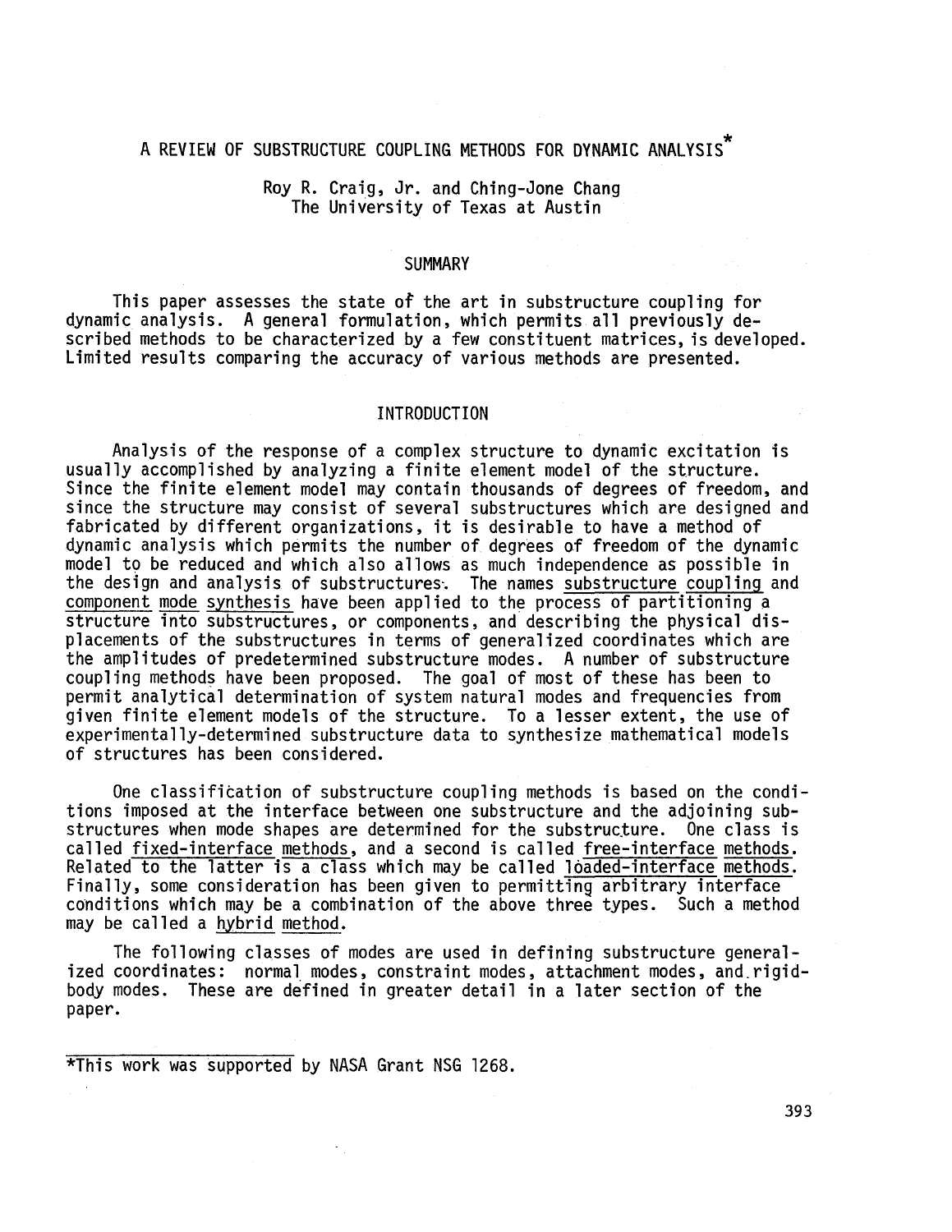# A REVIEW OF SUBSTRUCTURE COUPLING METHODS FOR DYNAMIC ANALYSIS*

Roy R. Craig, Jr. and Ching-Jone Chang
The University of Texas at Austin

## SUMMARY

This paper assesses the state of the art in substructure coupling for dynamic analysis. A general formulation, which permits all previously described methods to be characterized by a few constituent matrices, is developed. Limited results comparing the accuracy of various methods are presented.

## INTRODUCTION

Analysis of the response of a complex structure to dynamic excitation is usually accomplished by analyzing a finite element model of the structure. Since the finite element model may contain thousands of degrees of freedom, and since the structure may consist of several substructures which are designed and fabricated by different organizations, it is desirable to have a method of dynamic analysis which permits the number of degrees of freedom of the dynamic model to be reduced and which also allows as much independence as possible in the design and analysis of substructures. The names _substructure coupling_ and _component mode synthesis_ have been applied to the process of partitioning a structure into substructures, or components, and describing the physical displacements of the substructures in terms of generalized coordinates which are the amplitudes of predetermined substructure modes. A number of substructure coupling methods have been proposed. The goal of most of these has been to permit analytical determination of system natural modes and frequencies from given finite element models of the structure. To a lesser extent, the use of experimentally-determined substructure data to synthesize mathematical models of structures has been considered.

One classification of substructure coupling methods is based on the conditions imposed at the interface between one substructure and the adjoining substructures when mode shapes are determined for the substructure. One class is called _fixed-interface methods_, and a second is called _free-interface methods_. Related to the latter is a class which may be called _loaded-interface methods_. Finally, some consideration has been given to permitting arbitrary interface conditions which may be a combination of the above three types. Such a method may be called a _hybrid method_.

The following classes of modes are used in defining substructure generalized coordinates: normal modes, constraint modes, attachment modes, and rigid-body modes. These are defined in greater detail in a later section of the paper.

*This work was supported by NASA Grant NSG 1268.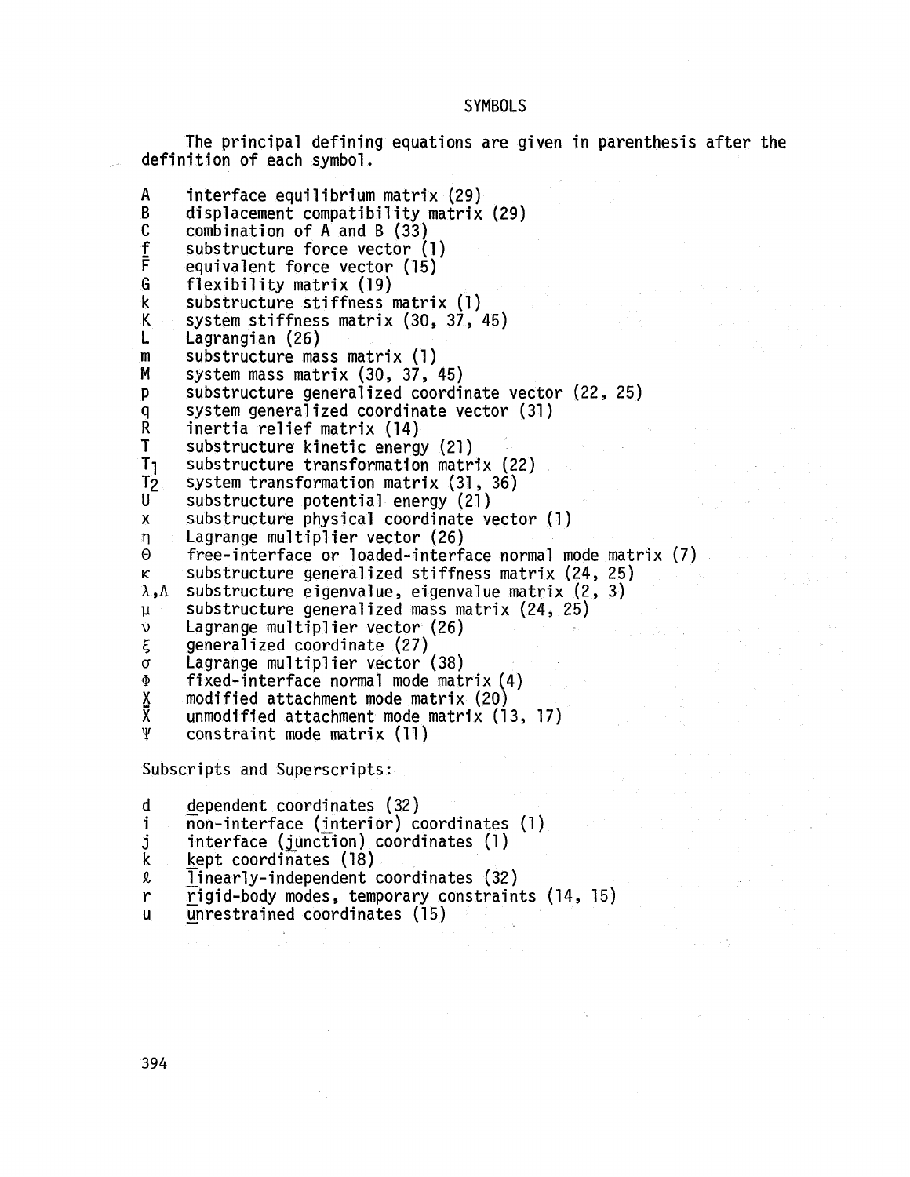## SYMBOLS

The principal defining equations are given in parenthesis after the definition of each symbol.

| Symbol | Definition |
|---|---|
| $A$ | interface equilibrium matrix (29) |
| $B$ | displacement compatibility matrix (29) |
| $C$ | combination of A and B (33) |
| $\underline{f}$ | substructure force vector (1) |
| $\bar{F}$ | equivalent force vector (15) |
| $G$ | flexibility matrix (19) |
| $k$ | substructure stiffness matrix (1) |
| $K$ | system stiffness matrix (30, 37, 45) |
| $L$ | Lagrangian (26) |
| $m$ | substructure mass matrix (1) |
| $M$ | system mass matrix (30, 37, 45) |
| $p$ | substructure generalized coordinate vector (22, 25) |
| $q$ | system generalized coordinate vector (31) |
| $R$ | inertia relief matrix (14) |
| $T$ | substructure kinetic energy (21) |
| $T_1$ | substructure transformation matrix (22) |
| $T_2$ | system transformation matrix (31, 36) |
| $U$ | substructure potential energy (21) |
| $x$ | substructure physical coordinate vector (1) |
| $\eta$ | Lagrange multiplier vector (26) |
| $\Theta$ | free-interface or loaded-interface normal mode matrix (7) |
| $\kappa$ | substructure generalized stiffness matrix (24, 25) |
| $\lambda, \Lambda$ | substructure eigenvalue, eigenvalue matrix (2, 3) |
| $\mu$ | substructure generalized mass matrix (24, 25) |
| $\nu$ | Lagrange multiplier vector (26) |
| $\xi$ | generalized coordinate (27) |
| $\sigma$ | Lagrange multiplier vector (38) |
| $\Phi$ | fixed-interface normal mode matrix (4) |
| $\underline{X}$ | modified attachment mode matrix (20) |
| $\bar{X}$ | unmodified attachment mode matrix (13, 17) |
| $\Psi$ | constraint mode matrix (11) |

Subscripts and Superscripts:

| Symbol | Definition |
|---|---|
| $d$ | dependent coordinates (32) |
| $i$ | non-interface (interior) coordinates (1) |
| $j$ | interface (junction) coordinates (1) |
| $k$ | kept coordinates (18) |
| $\ell$ | linearly-independent coordinates (32) |
| $r$ | rigid-body modes, temporary constraints (14, 15) |
| $u$ | unrestrained coordinates (15) |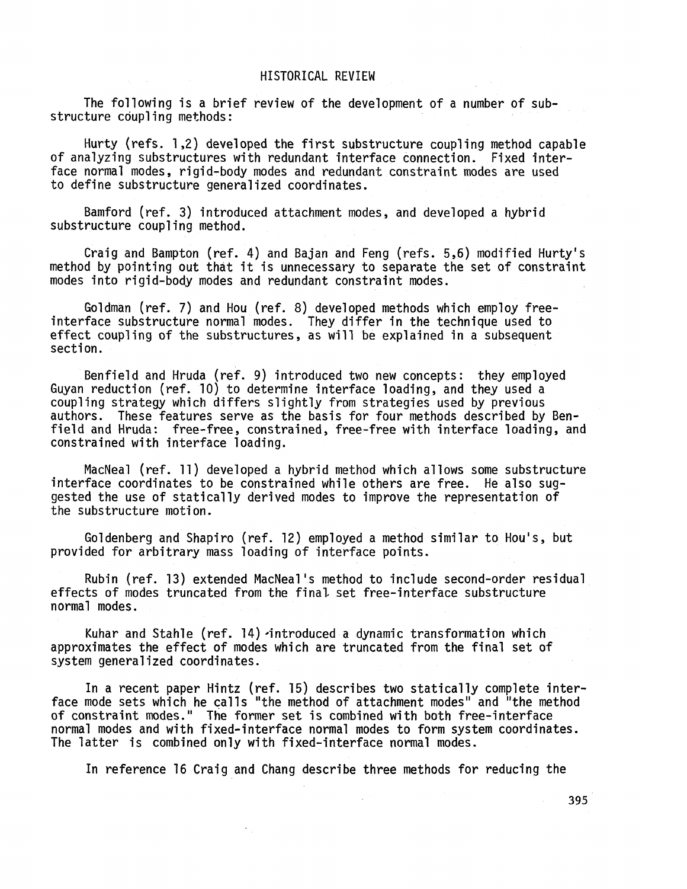## HISTORICAL REVIEW

The following is a brief review of the development of a number of substructure coupling methods:

Hurty (refs. 1,2) developed the first substructure coupling method capable of analyzing substructures with redundant interface connection. Fixed interface normal modes, rigid-body modes and redundant constraint modes are used to define substructure generalized coordinates.

Bamford (ref. 3) introduced attachment modes, and developed a hybrid substructure coupling method.

Craig and Bampton (ref. 4) and Bajan and Feng (refs. 5,6) modified Hurty's method by pointing out that it is unnecessary to separate the set of constraint modes into rigid-body modes and redundant constraint modes.

Goldman (ref. 7) and Hou (ref. 8) developed methods which employ free-interface substructure normal modes. They differ in the technique used to effect coupling of the substructures, as will be explained in a subsequent section.

Benfield and Hruda (ref. 9) introduced two new concepts: they employed Guyan reduction (ref. 10) to determine interface loading, and they used a coupling strategy which differs slightly from strategies used by previous authors. These features serve as the basis for four methods described by Benfield and Hruda: free-free, constrained, free-free with interface loading, and constrained with interface loading.

MacNeal (ref. 11) developed a hybrid method which allows some substructure interface coordinates to be constrained while others are free. He also suggested the use of statically derived modes to improve the representation of the substructure motion.

Goldenberg and Shapiro (ref. 12) employed a method similar to Hou's, but provided for arbitrary mass loading of interface points.

Rubin (ref. 13) extended MacNeal's method to include second-order residual effects of modes truncated from the final set free-interface substructure normal modes.

Kuhar and Stahle (ref. 14) introduced a dynamic transformation which approximates the effect of modes which are truncated from the final set of system generalized coordinates.

In a recent paper Hintz (ref. 15) describes two statically complete interface mode sets which he calls "the method of attachment modes" and "the method of constraint modes." The former set is combined with both free-interface normal modes and with fixed-interface normal modes to form system coordinates. The latter is combined only with fixed-interface normal modes.

In reference 16 Craig and Chang describe three methods for reducing the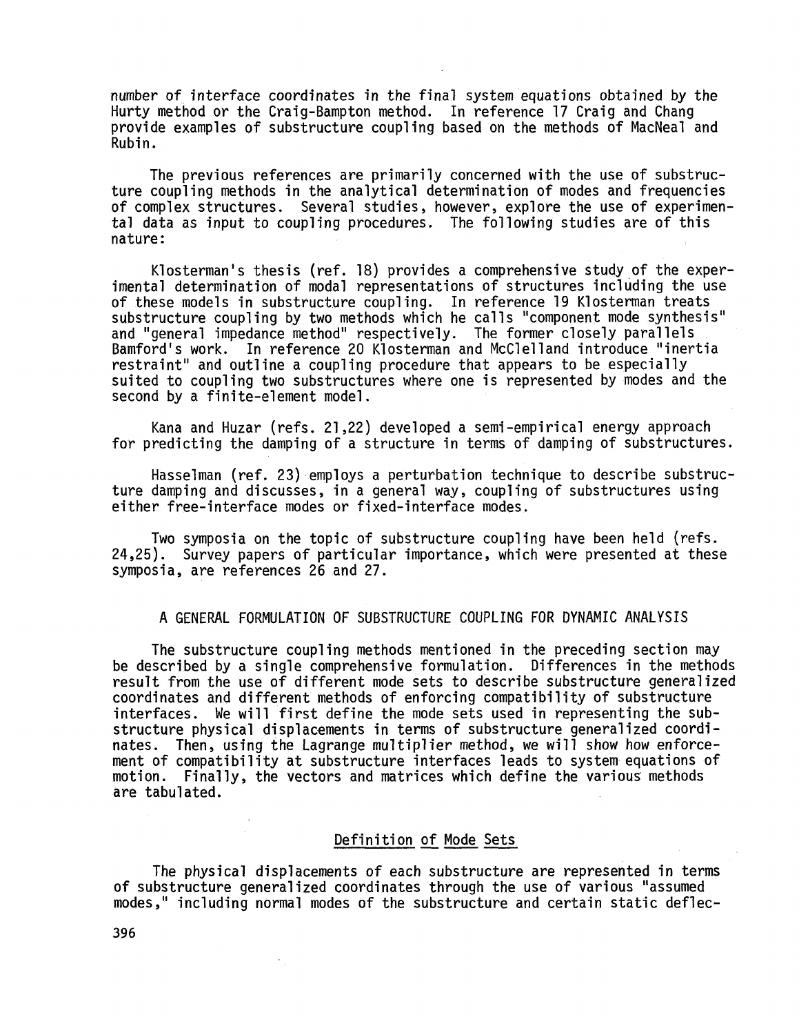number of interface coordinates in the final system equations obtained by the Hurty method or the Craig-Bampton method. In reference 17 Craig and Chang provide examples of substructure coupling based on the methods of MacNeal and Rubin.

The previous references are primarily concerned with the use of substructure coupling methods in the analytical determination of modes and frequencies of complex structures. Several studies, however, explore the use of experimental data as input to coupling procedures. The following studies are of this nature:

Klosterman's thesis (ref. 18) provides a comprehensive study of the experimental determination of modal representations of structures including the use of these models in substructure coupling. In reference 19 Klosterman treats substructure coupling by two methods which he calls "component mode synthesis" and "general impedance method" respectively. The former closely parallels Bamford's work. In reference 20 Klosterman and McClelland introduce "inertia restraint" and outline a coupling procedure that appears to be especially suited to coupling two substructures where one is represented by modes and the second by a finite-element model.

Kana and Huzar (refs. 21,22) developed a semi-empirical energy approach for predicting the damping of a structure in terms of damping of substructures.

Hasselman (ref. 23) employs a perturbation technique to describe substructure damping and discusses, in a general way, coupling of substructures using either free-interface modes or fixed-interface modes.

Two symposia on the topic of substructure coupling have been held (refs. 24,25). Survey papers of particular importance, which were presented at these symposia, are references 26 and 27.

## A GENERAL FORMULATION OF SUBSTRUCTURE COUPLING FOR DYNAMIC ANALYSIS

The substructure coupling methods mentioned in the preceding section may be described by a single comprehensive formulation. Differences in the methods result from the use of different mode sets to describe substructure generalized coordinates and different methods of enforcing compatibility of substructure interfaces. We will first define the mode sets used in representing the substructure physical displacements in terms of substructure generalized coordinates. Then, using the Lagrange multiplier method, we will show how enforcement of compatibility at substructure interfaces leads to system equations of motion. Finally, the vectors and matrices which define the various methods are tabulated.

### Definition of Mode Sets

The physical displacements of each substructure are represented in terms of substructure generalized coordinates through the use of various "assumed modes," including normal modes of the substructure and certain static deflec-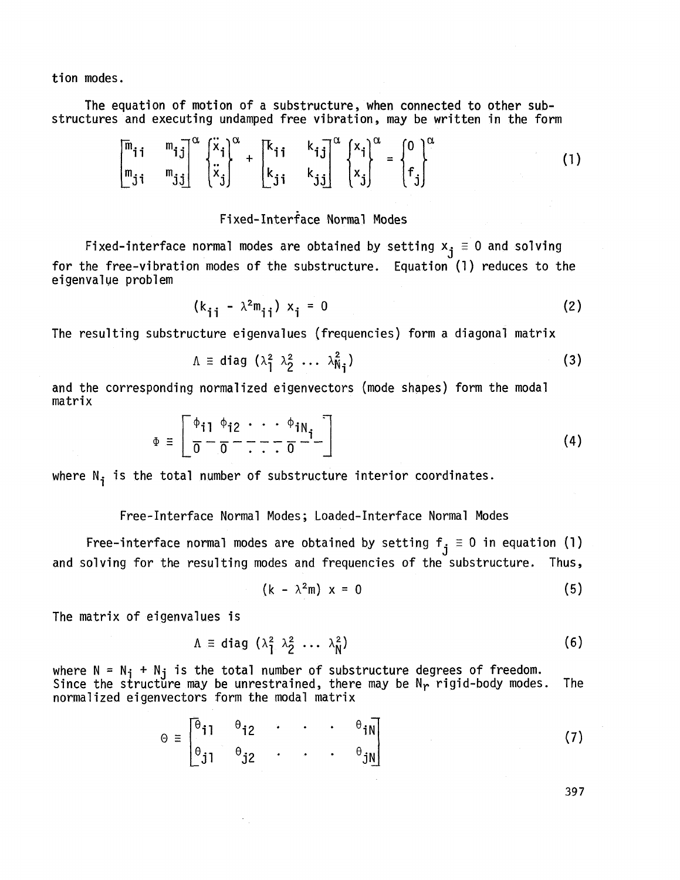tion modes.

The equation of motion of a substructure, when connected to other substructures and executing undamped free vibration, may be written in the form

$$\begin{bmatrix} m_{ii} & m_{ij} \\ m_{ji} & m_{jj} \end{bmatrix}^{\alpha} \begin{Bmatrix} \ddot{x}_i \\ \ddot{x}_j \end{Bmatrix}^{\alpha} + \begin{bmatrix} k_{ii} & k_{ij} \\ k_{ji} & k_{jj} \end{bmatrix}^{\alpha} \begin{Bmatrix} x_i \\ x_j \end{Bmatrix}^{\alpha} = \begin{Bmatrix} 0 \\ f_j \end{Bmatrix}^{\alpha} \tag{1}$$

### Fixed-Interface Normal Modes

Fixed-interface normal modes are obtained by setting $x_j \equiv 0$ and solving for the free-vibration modes of the substructure. Equation (1) reduces to the eigenvalue problem

$$(k_{ii} - \lambda^2 m_{ii})\, x_i = 0 \tag{2}$$

The resulting substructure eigenvalues (frequencies) form a diagonal matrix

$$\Lambda \equiv \text{diag}\ (\lambda_1^2\ \lambda_2^2\ \ldots\ \lambda_{N_i}^2) \tag{3}$$

and the corresponding normalized eigenvectors (mode shapes) form the modal matrix

$$\Phi \equiv \left[ \begin{array}{cccc} \phi_{i1} & \phi_{i2} & \cdots & \phi_{iN_i} \\ \hline 0 & 0 & \cdots & 0 \end{array} \right] \tag{4}$$

where $N_i$ is the total number of substructure interior coordinates.

### Free-Interface Normal Modes; Loaded-Interface Normal Modes

Free-interface normal modes are obtained by setting $f_j \equiv 0$ in equation (1) and solving for the resulting modes and frequencies of the substructure. Thus,

$$(k - \lambda^2 m)\, x = 0 \tag{5}$$

The matrix of eigenvalues is

$$\Lambda \equiv \text{diag}\ (\lambda_1^2\ \lambda_2^2\ \ldots\ \lambda_N^2) \tag{6}$$

where $N = N_i + N_j$ is the total number of substructure degrees of freedom. Since the structure may be unrestrained, there may be $N_r$ rigid-body modes. The normalized eigenvectors form the modal matrix

$$\Theta \equiv \begin{bmatrix} \theta_{i1} & \theta_{i2} & \cdot & \cdot & \cdot & \theta_{iN} \\ \theta_{j1} & \theta_{j2} & \cdot & \cdot & \cdot & \theta_{jN} \end{bmatrix} \tag{7}$$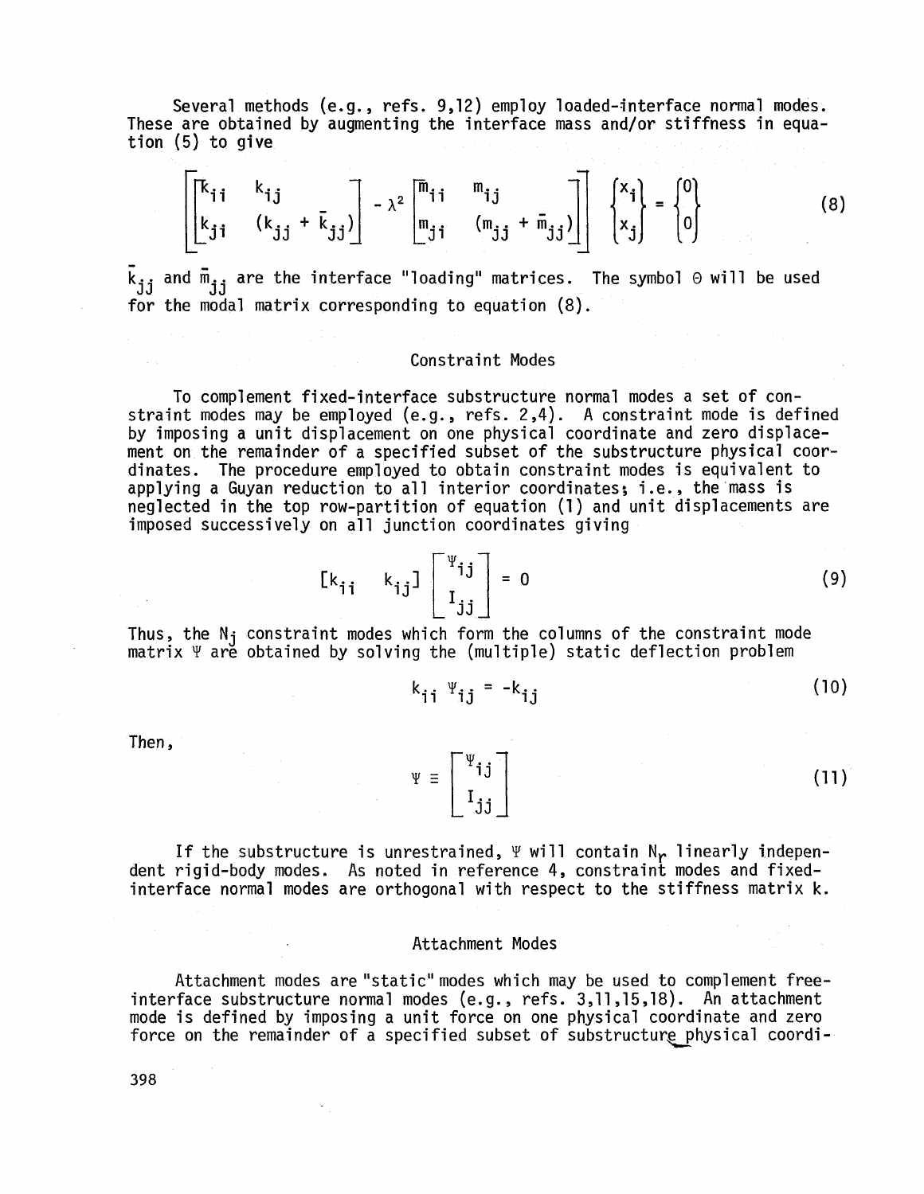Several methods (e.g., refs. 9,12) employ loaded-interface normal modes. These are obtained by augmenting the interface mass and/or stiffness in equation (5) to give

$$\left[\begin{bmatrix} k_{ii} & k_{ij} \\ k_{ji} & (k_{jj} + \bar{k}_{jj}) \end{bmatrix} - \lambda^2 \begin{bmatrix} m_{ii} & m_{ij} \\ m_{ji} & (m_{jj} + \bar{m}_{jj}) \end{bmatrix}\right] \begin{Bmatrix} x_i \\ x_j \end{Bmatrix} = \begin{Bmatrix} 0 \\ 0 \end{Bmatrix} \tag{8}$$

$\bar{k}_{jj}$ and $\bar{m}_{jj}$ are the interface "loading" matrices. The symbol $\Theta$ will be used for the modal matrix corresponding to equation (8).

## Constraint Modes

To complement fixed-interface substructure normal modes a set of constraint modes may be employed (e.g., refs. 2,4). A constraint mode is defined by imposing a unit displacement on one physical coordinate and zero displacement on the remainder of a specified subset of the substructure physical coordinates. The procedure employed to obtain constraint modes is equivalent to applying a Guyan reduction to all interior coordinates; i.e., the mass is neglected in the top row-partition of equation (1) and unit displacements are imposed successively on all junction coordinates giving

$$\begin{bmatrix} k_{ii} & k_{ij} \end{bmatrix} \begin{bmatrix} \Psi_{ij} \\ I_{jj} \end{bmatrix} = 0 \tag{9}$$

Thus, the $N_j$ constraint modes which form the columns of the constraint mode matrix $\Psi$ are obtained by solving the (multiple) static deflection problem

$$k_{ii} \, \Psi_{ij} = -k_{ij} \tag{10}$$

Then,

$$\Psi \equiv \begin{bmatrix} \Psi_{ij} \\ I_{jj} \end{bmatrix} \tag{11}$$

If the substructure is unrestrained, $\Psi$ will contain $N_r$ linearly independent rigid-body modes. As noted in reference 4, constraint modes and fixed-interface normal modes are orthogonal with respect to the stiffness matrix k.

## Attachment Modes

Attachment modes are "static" modes which may be used to complement free-interface substructure normal modes (e.g., refs. 3,11,15,18). An attachment mode is defined by imposing a unit force on one physical coordinate and zero force on the remainder of a specified subset of substructure physical coordi-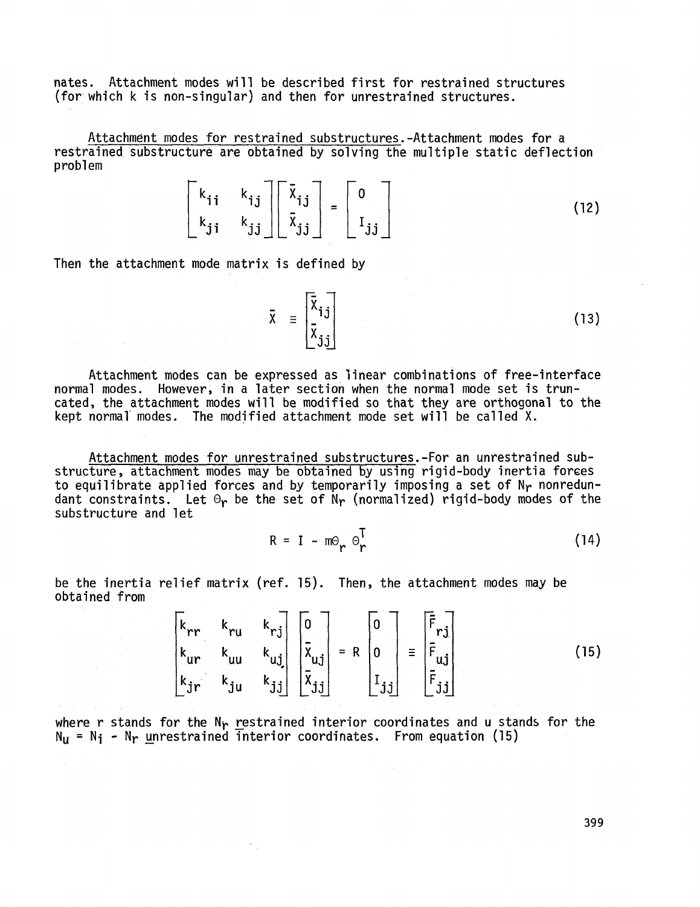nates. Attachment modes will be described first for restrained structures (for which k is non-singular) and then for unrestrained structures.

Attachment modes for restrained substructures.-Attachment modes for a restrained substructure are obtained by solving the multiple static deflection problem

$$\begin{bmatrix} k_{ii} & k_{ij} \\ k_{ji} & k_{jj} \end{bmatrix} \begin{bmatrix} \bar{X}_{ij} \\ \bar{X}_{jj} \end{bmatrix} = \begin{bmatrix} 0 \\ I_{jj} \end{bmatrix} \tag{12}$$

Then the attachment mode matrix is defined by

$$\bar{X} \equiv \begin{bmatrix} \bar{X}_{ij} \\ \bar{X}_{jj} \end{bmatrix} \tag{13}$$

Attachment modes can be expressed as linear combinations of free-interface normal modes. However, in a later section when the normal mode set is truncated, the attachment modes will be modified so that they are orthogonal to the kept normal modes. The modified attachment mode set will be called X.

Attachment modes for unrestrained substructures.-For an unrestrained substructure, attachment modes may be obtained by using rigid-body inertia forces to equilibrate applied forces and by temporarily imposing a set of $N_r$ nonredundant constraints. Let $\Theta_r$ be the set of $N_r$ (normalized) rigid-body modes of the substructure and let

$$R = I - m\Theta_r \Theta_r^T \tag{14}$$

be the inertia relief matrix (ref. 15). Then, the attachment modes may be obtained from

$$\begin{bmatrix} k_{rr} & k_{ru} & k_{rj} \\ k_{ur} & k_{uu} & k_{uj} \\ k_{jr} & k_{ju} & k_{jj} \end{bmatrix} \begin{bmatrix} 0 \\ \bar{X}_{uj} \\ \bar{X}_{jj} \end{bmatrix} = R \begin{bmatrix} 0 \\ 0 \\ I_{jj} \end{bmatrix} \equiv \begin{bmatrix} \bar{F}_{rj} \\ \bar{F}_{uj} \\ \bar{F}_{jj} \end{bmatrix} \tag{15}$$

where r stands for the $N_r$ restrained interior coordinates and u stands for the $N_u = N_i - N_r$ unrestrained interior coordinates. From equation (15)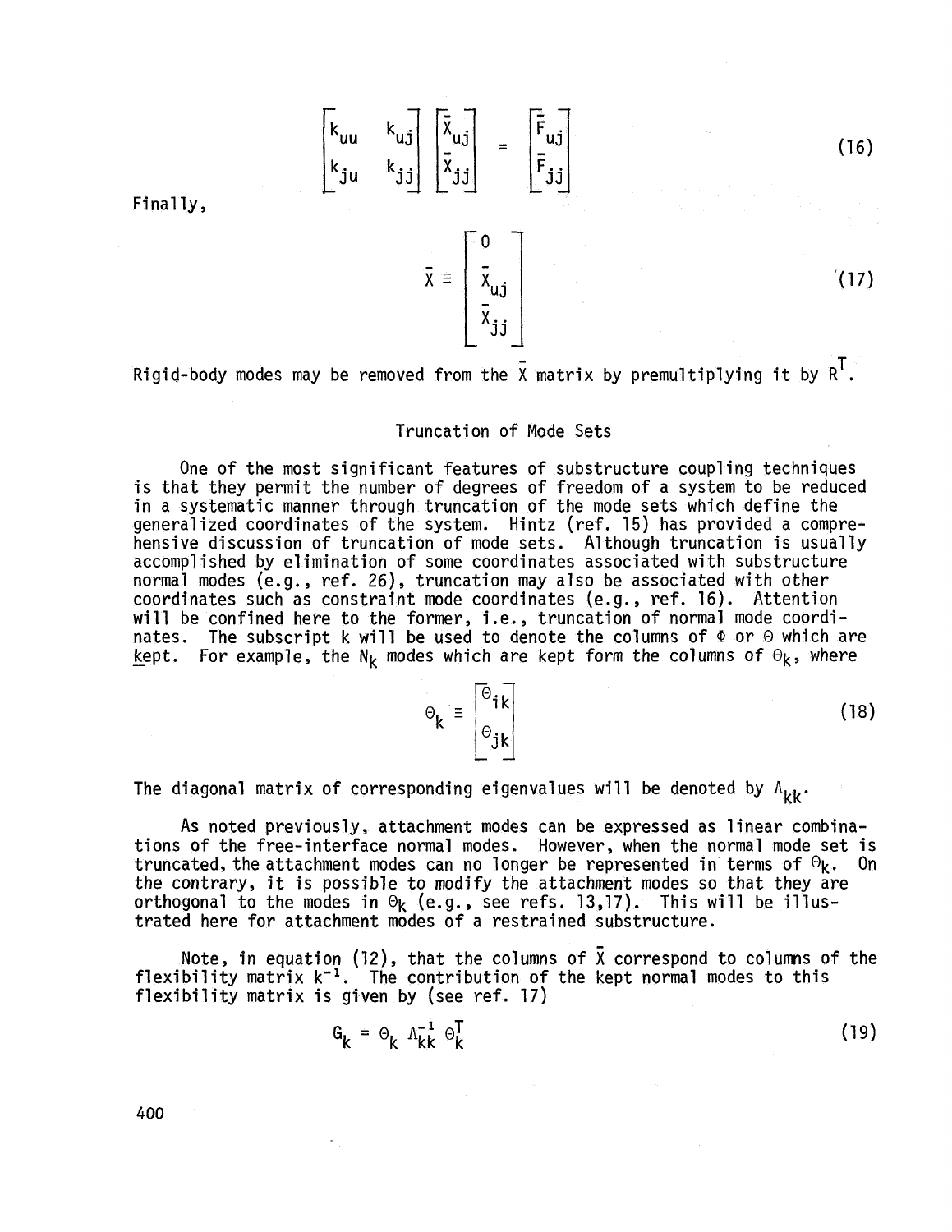$$\begin{bmatrix} k_{uu} & k_{uj} \\ k_{ju} & k_{jj} \end{bmatrix} \begin{bmatrix} \bar{X}_{uj} \\ \bar{X}_{jj} \end{bmatrix} = \begin{bmatrix} \bar{F}_{uj} \\ \bar{F}_{jj} \end{bmatrix} \tag{16}$$

Finally,

$$\bar{X} \equiv \begin{bmatrix} 0 \\ \bar{X}_{uj} \\ \bar{X}_{jj} \end{bmatrix} \tag{17}$$

Rigid-body modes may be removed from the $\bar{X}$ matrix by premultiplying it by $R^T$.

## Truncation of Mode Sets

One of the most significant features of substructure coupling techniques is that they permit the number of degrees of freedom of a system to be reduced in a systematic manner through truncation of the mode sets which define the generalized coordinates of the system. Hintz (ref. 15) has provided a comprehensive discussion of truncation of mode sets. Although truncation is usually accomplished by elimination of some coordinates associated with substructure normal modes (e.g., ref. 26), truncation may also be associated with other coordinates such as constraint mode coordinates (e.g., ref. 16). Attention will be confined here to the former, i.e., truncation of normal mode coordinates. The subscript k will be used to denote the columns of $\Phi$ or $\Theta$ which are kept. For example, the $N_k$ modes which are kept form the columns of $\Theta_k$, where

$$\Theta_k \equiv \begin{bmatrix} \Theta_{ik} \\ \Theta_{jk} \end{bmatrix} \tag{18}$$

The diagonal matrix of corresponding eigenvalues will be denoted by $\Lambda_{kk}$.

As noted previously, attachment modes can be expressed as linear combinations of the free-interface normal modes. However, when the normal mode set is truncated, the attachment modes can no longer be represented in terms of $\Theta_k$. On the contrary, it is possible to modify the attachment modes so that they are orthogonal to the modes in $\Theta_k$ (e.g., see refs. 13,17). This will be illustrated here for attachment modes of a restrained substructure.

Note, in equation (12), that the columns of $\bar{X}$ correspond to columns of the flexibility matrix $k^{-1}$. The contribution of the kept normal modes to this flexibility matrix is given by (see ref. 17)

$$G_k = \Theta_k \Lambda_{kk}^{-1} \Theta_k^T \tag{19}$$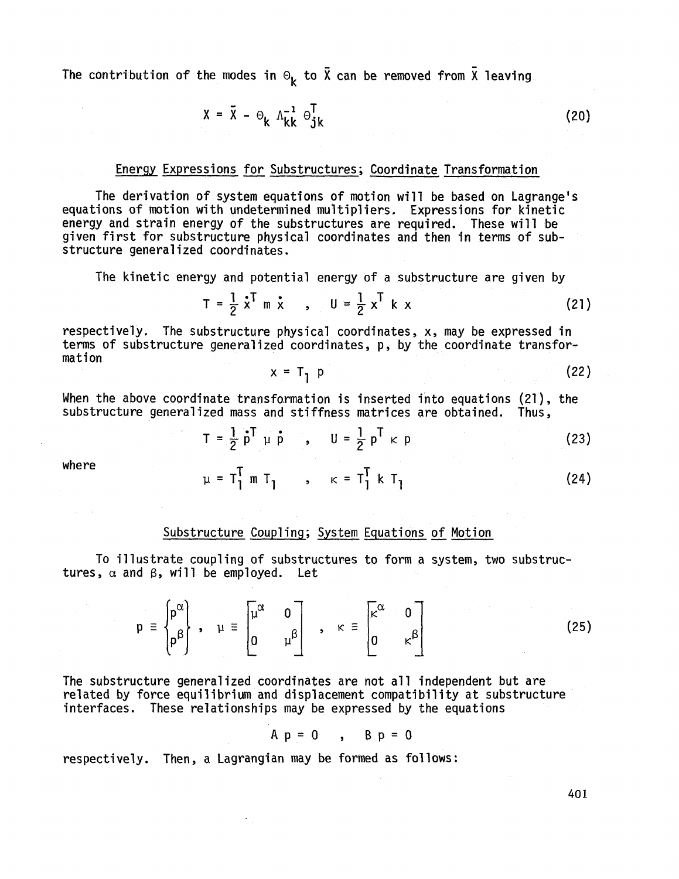The contribution of the modes in $\Theta_k$ to $\bar{X}$ can be removed from $\bar{X}$ leaving

$$X = \bar{X} - \Theta_k \Lambda_{kk}^{-1} \Theta_{jk}^T \tag{20}$$

## Energy Expressions for Substructures; Coordinate Transformation

The derivation of system equations of motion will be based on Lagrange's equations of motion with undetermined multipliers. Expressions for kinetic energy and strain energy of the substructures are required. These will be given first for substructure physical coordinates and then in terms of substructure generalized coordinates.

The kinetic energy and potential energy of a substructure are given by

$$T = \frac{1}{2} \dot{x}^T m \dot{x} \quad , \quad U = \frac{1}{2} x^T k x \tag{21}$$

respectively. The substructure physical coordinates, $x$, may be expressed in terms of substructure generalized coordinates, $p$, by the coordinate transformation

$$x = T_1 p \tag{22}$$

When the above coordinate transformation is inserted into equations (21), the substructure generalized mass and stiffness matrices are obtained. Thus,

$$T = \frac{1}{2} \dot{p}^T \mu \dot{p} \quad , \quad U = \frac{1}{2} p^T \kappa p \tag{23}$$

where

$$\mu = T_1^T m T_1 \quad , \quad \kappa = T_1^T k T_1 \tag{24}$$

## Substructure Coupling; System Equations of Motion

To illustrate coupling of substructures to form a system, two substructures, $\alpha$ and $\beta$, will be employed. Let

$$p \equiv \begin{Bmatrix} p^\alpha \\ p^\beta \end{Bmatrix} , \quad \mu \equiv \begin{bmatrix} \mu^\alpha & 0 \\ 0 & \mu^\beta \end{bmatrix} , \quad \kappa \equiv \begin{bmatrix} \kappa^\alpha & 0 \\ 0 & \kappa^\beta \end{bmatrix} \tag{25}$$

The substructure generalized coordinates are not all independent but are related by force equilibrium and displacement compatibility at substructure interfaces. These relationships may be expressed by the equations

$$A p = 0 \quad , \quad B p = 0$$

respectively. Then, a Lagrangian may be formed as follows: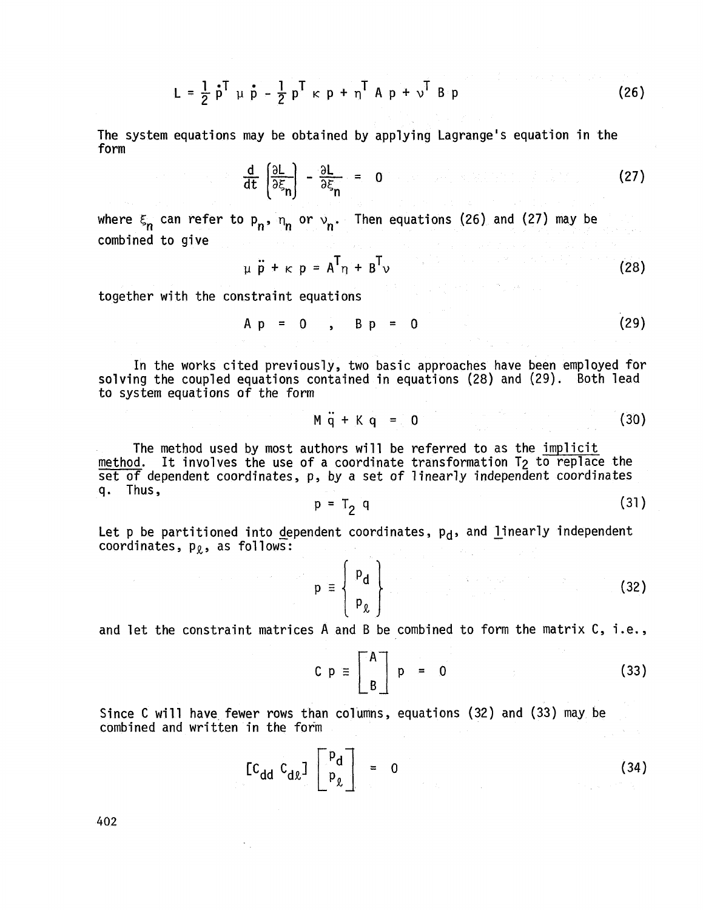$$L = \frac{1}{2}\dot{p}^T \mu \dot{p} - \frac{1}{2} p^T \kappa p + \eta^T A p + \nu^T B p \tag{26}$$

The system equations may be obtained by applying Lagrange's equation in the form

$$\frac{d}{dt}\left(\frac{\partial L}{\partial \dot{\xi}_n}\right) - \frac{\partial L}{\partial \xi_n} = 0 \tag{27}$$

where $\xi_n$ can refer to $p_n$, $\eta_n$ or $\nu_n$. Then equations (26) and (27) may be combined to give

$$\mu \ddot{p} + \kappa p = A^T \eta + B^T \nu \tag{28}$$

together with the constraint equations

$$A p = 0 \quad , \quad B p = 0 \tag{29}$$

In the works cited previously, two basic approaches have been employed for solving the coupled equations contained in equations (28) and (29). Both lead to system equations of the form

$$M \ddot{q} + K q = 0 \tag{30}$$

The method used by most authors will be referred to as the <u>implicit method</u>. It involves the use of a coordinate transformation $T_2$ to replace the set of dependent coordinates, p, by a set of linearly independent coordinates q. Thus,

$$p = T_2 q \tag{31}$$

Let p be partitioned into <u>d</u>ependent coordinates, $p_d$, and <u>l</u>inearly independent coordinates, $p_\ell$, as follows:

$$p \equiv \begin{Bmatrix} p_d \\ p_\ell \end{Bmatrix} \tag{32}$$

and let the constraint matrices A and B be combined to form the matrix C, i.e.,

$$C p \equiv \begin{bmatrix} A \\ B \end{bmatrix} p = 0 \tag{33}$$

Since C will have fewer rows than columns, equations (32) and (33) may be combined and written in the form

$$[C_{dd} \; C_{d\ell}] \begin{bmatrix} p_d \\ p_\ell \end{bmatrix} = 0 \tag{34}$$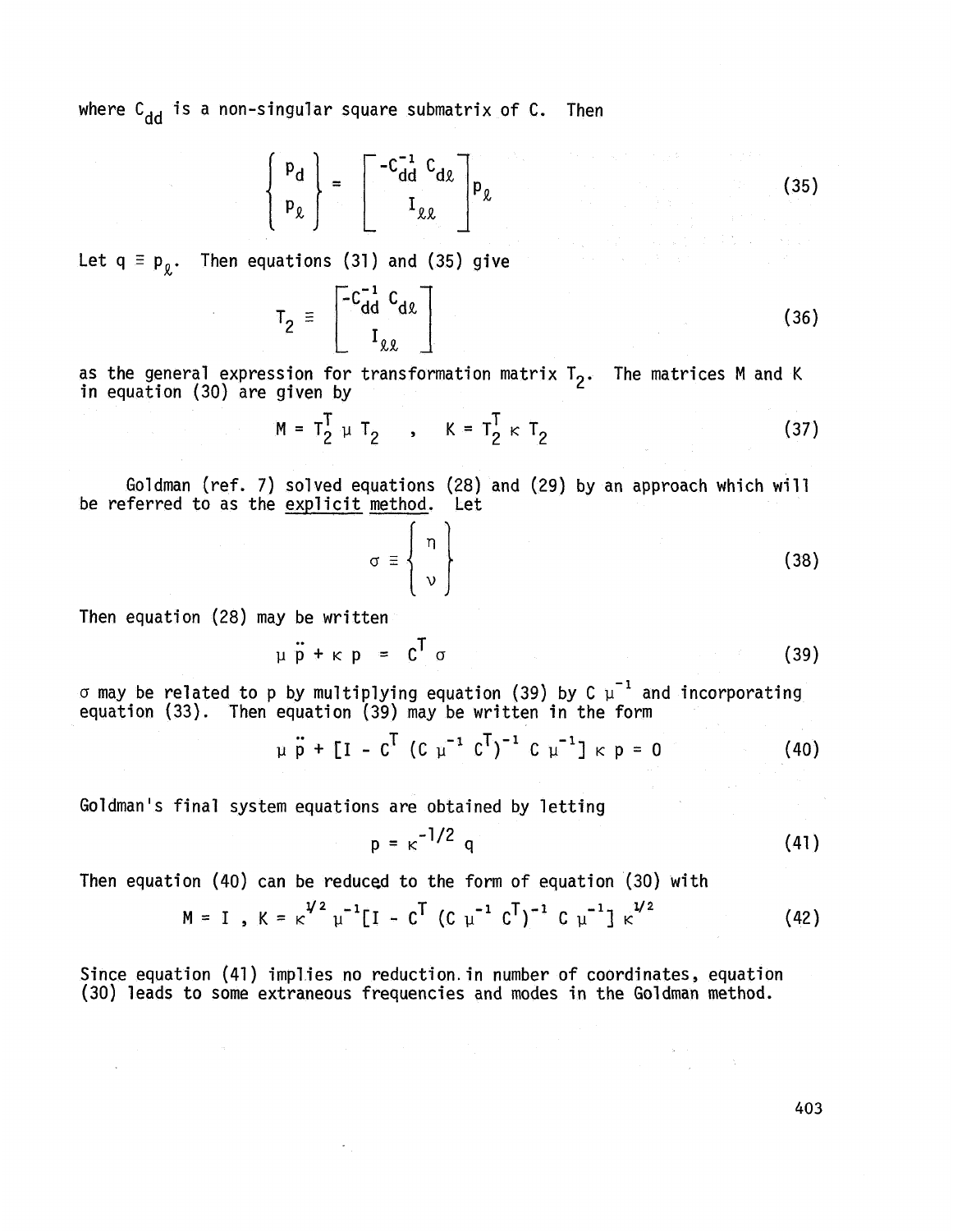where $C_{dd}$ is a non-singular square submatrix of C. Then

$$\begin{Bmatrix} p_d \\ p_\ell \end{Bmatrix} = \begin{bmatrix} -C_{dd}^{-1} C_{d\ell} \\ I_{\ell\ell} \end{bmatrix} p_\ell \tag{35}$$

Let $q \equiv p_\ell$. Then equations (31) and (35) give

$$T_2 \equiv \begin{bmatrix} -C_{dd}^{-1} C_{d\ell} \\ I_{\ell\ell} \end{bmatrix} \tag{36}$$

as the general expression for transformation matrix $T_2$. The matrices M and K in equation (30) are given by

$$M = T_2^T \mu T_2 \quad , \quad K = T_2^T \kappa T_2 \tag{37}$$

Goldman (ref. 7) solved equations (28) and (29) by an approach which will be referred to as the <u>explicit method</u>. Let

$$\sigma \equiv \begin{Bmatrix} \eta \\ \nu \end{Bmatrix} \tag{38}$$

Then equation (28) may be written

$$\mu \ddot{p} + \kappa p = C^T \sigma \tag{39}$$

$\sigma$ may be related to p by multiplying equation (39) by $C \mu^{-1}$ and incorporating equation (33). Then equation (39) may be written in the form

$$\mu \ddot{p} + [I - C^T (C \mu^{-1} C^T)^{-1} C \mu^{-1}] \kappa p = 0 \tag{40}$$

Goldman's final system equations are obtained by letting

$$p = \kappa^{-1/2} q \tag{41}$$

Then equation (40) can be reduced to the form of equation (30) with

$$M = I \ , \ K = \kappa^{1/2} \mu^{-1} [I - C^T (C \mu^{-1} C^T)^{-1} C \mu^{-1}] \kappa^{1/2} \tag{42}$$

Since equation (41) implies no reduction in number of coordinates, equation (30) leads to some extraneous frequencies and modes in the Goldman method.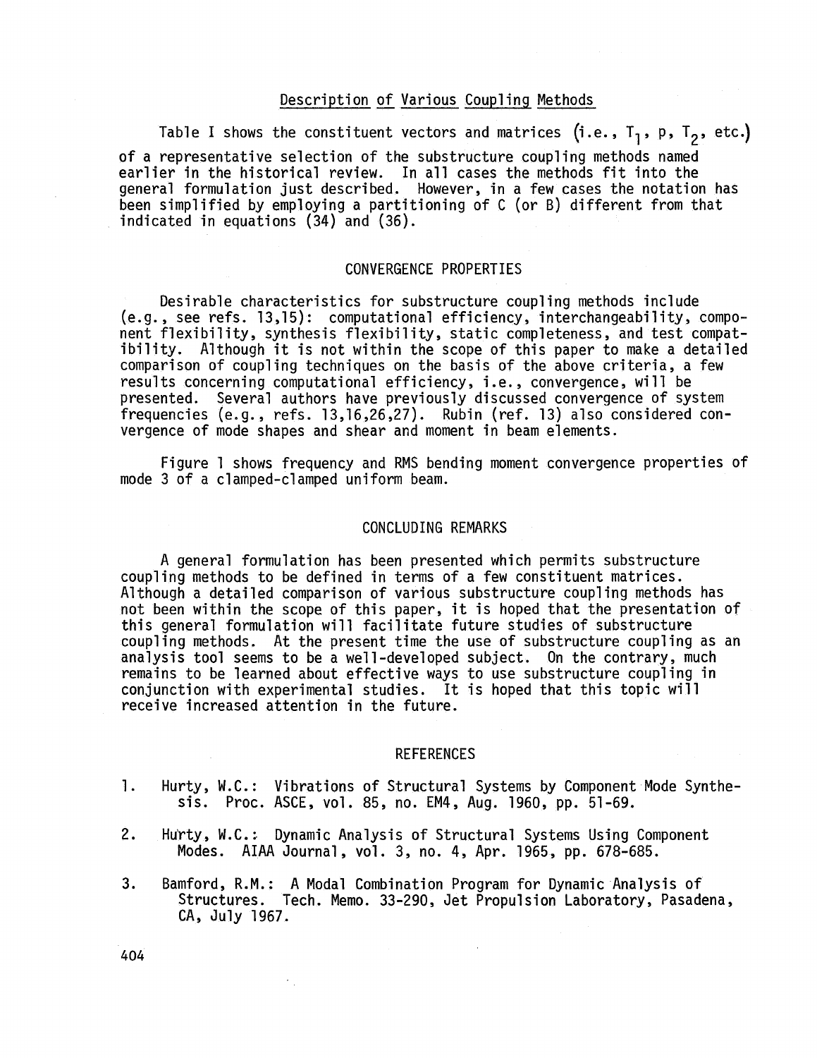### Description of Various Coupling Methods

Table I shows the constituent vectors and matrices (i.e., $T_1$, p, $T_2$, etc.) of a representative selection of the substructure coupling methods named earlier in the historical review. In all cases the methods fit into the general formulation just described. However, in a few cases the notation has been simplified by employing a partitioning of C (or B) different from that indicated in equations (34) and (36).

## CONVERGENCE PROPERTIES

Desirable characteristics for substructure coupling methods include (e.g., see refs. 13,15): computational efficiency, interchangeability, component flexibility, synthesis flexibility, static completeness, and test compatibility. Although it is not within the scope of this paper to make a detailed comparison of coupling techniques on the basis of the above criteria, a few results concerning computational efficiency, i.e., convergence, will be presented. Several authors have previously discussed convergence of system frequencies (e.g., refs. 13,16,26,27). Rubin (ref. 13) also considered convergence of mode shapes and shear and moment in beam elements.

Figure 1 shows frequency and RMS bending moment convergence properties of mode 3 of a clamped-clamped uniform beam.

## CONCLUDING REMARKS

A general formulation has been presented which permits substructure coupling methods to be defined in terms of a few constituent matrices. Although a detailed comparison of various substructure coupling methods has not been within the scope of this paper, it is hoped that the presentation of this general formulation will facilitate future studies of substructure coupling methods. At the present time the use of substructure coupling as an analysis tool seems to be a well-developed subject. On the contrary, much remains to be learned about effective ways to use substructure coupling in conjunction with experimental studies. It is hoped that this topic will receive increased attention in the future.

## REFERENCES

1. Hurty, W.C.: Vibrations of Structural Systems by Component Mode Synthesis. Proc. ASCE, vol. 85, no. EM4, Aug. 1960, pp. 51-69.

2. Hurty, W.C.: Dynamic Analysis of Structural Systems Using Component Modes. AIAA Journal, vol. 3, no. 4, Apr. 1965, pp. 678-685.

3. Bamford, R.M.: A Modal Combination Program for Dynamic Analysis of Structures. Tech. Memo. 33-290, Jet Propulsion Laboratory, Pasadena, CA, July 1967.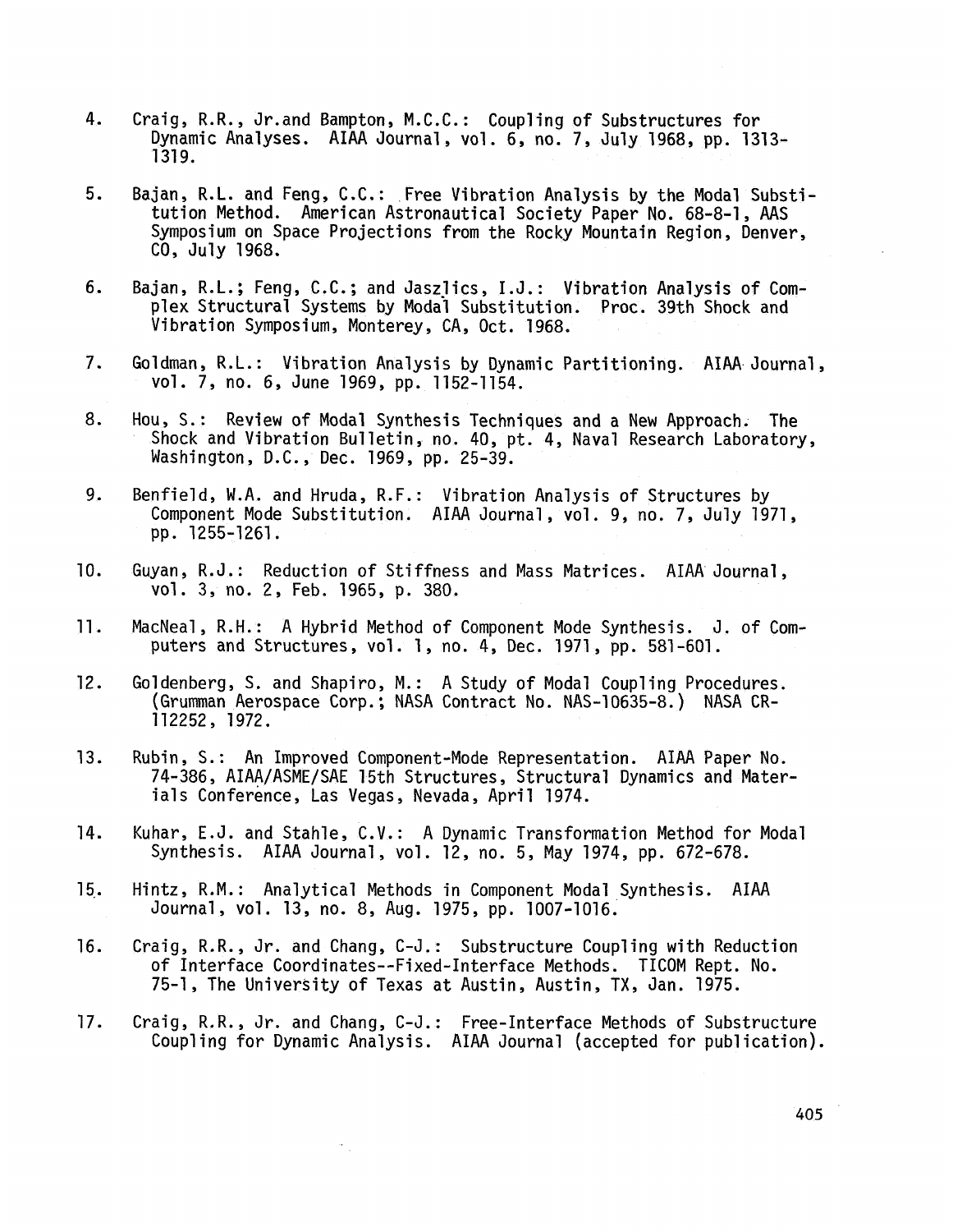4. Craig, R.R., Jr.and Bampton, M.C.C.: Coupling of Substructures for Dynamic Analyses. AIAA Journal, vol. 6, no. 7, July 1968, pp. 1313-1319.

5. Bajan, R.L. and Feng, C.C.: Free Vibration Analysis by the Modal Substitution Method. American Astronautical Society Paper No. 68-8-1, AAS Symposium on Space Projections from the Rocky Mountain Region, Denver, CO, July 1968.

6. Bajan, R.L.; Feng, C.C.; and Jaszlics, I.J.: Vibration Analysis of Complex Structural Systems by Modal Substitution. Proc. 39th Shock and Vibration Symposium, Monterey, CA, Oct. 1968.

7. Goldman, R.L.: Vibration Analysis by Dynamic Partitioning. AIAA Journal, vol. 7, no. 6, June 1969, pp. 1152-1154.

8. Hou, S.: Review of Modal Synthesis Techniques and a New Approach. The Shock and Vibration Bulletin, no. 40, pt. 4, Naval Research Laboratory, Washington, D.C., Dec. 1969, pp. 25-39.

9. Benfield, W.A. and Hruda, R.F.: Vibration Analysis of Structures by Component Mode Substitution. AIAA Journal, vol. 9, no. 7, July 1971, pp. 1255-1261.

10. Guyan, R.J.: Reduction of Stiffness and Mass Matrices. AIAA Journal, vol. 3, no. 2, Feb. 1965, p. 380.

11. MacNeal, R.H.: A Hybrid Method of Component Mode Synthesis. J. of Computers and Structures, vol. 1, no. 4, Dec. 1971, pp. 581-601.

12. Goldenberg, S. and Shapiro, M.: A Study of Modal Coupling Procedures. (Grumman Aerospace Corp.; NASA Contract No. NAS-10635-8.) NASA CR-112252, 1972.

13. Rubin, S.: An Improved Component-Mode Representation. AIAA Paper No. 74-386, AIAA/ASME/SAE 15th Structures, Structural Dynamics and Materials Conference, Las Vegas, Nevada, April 1974.

14. Kuhar, E.J. and Stahle, C.V.: A Dynamic Transformation Method for Modal Synthesis. AIAA Journal, vol. 12, no. 5, May 1974, pp. 672-678.

15. Hintz, R.M.: Analytical Methods in Component Modal Synthesis. AIAA Journal, vol. 13, no. 8, Aug. 1975, pp. 1007-1016.

16. Craig, R.R., Jr. and Chang, C-J.: Substructure Coupling with Reduction of Interface Coordinates--Fixed-Interface Methods. TICOM Rept. No. 75-1, The University of Texas at Austin, Austin, TX, Jan. 1975.

17. Craig, R.R., Jr. and Chang, C-J.: Free-Interface Methods of Substructure Coupling for Dynamic Analysis. AIAA Journal (accepted for publication).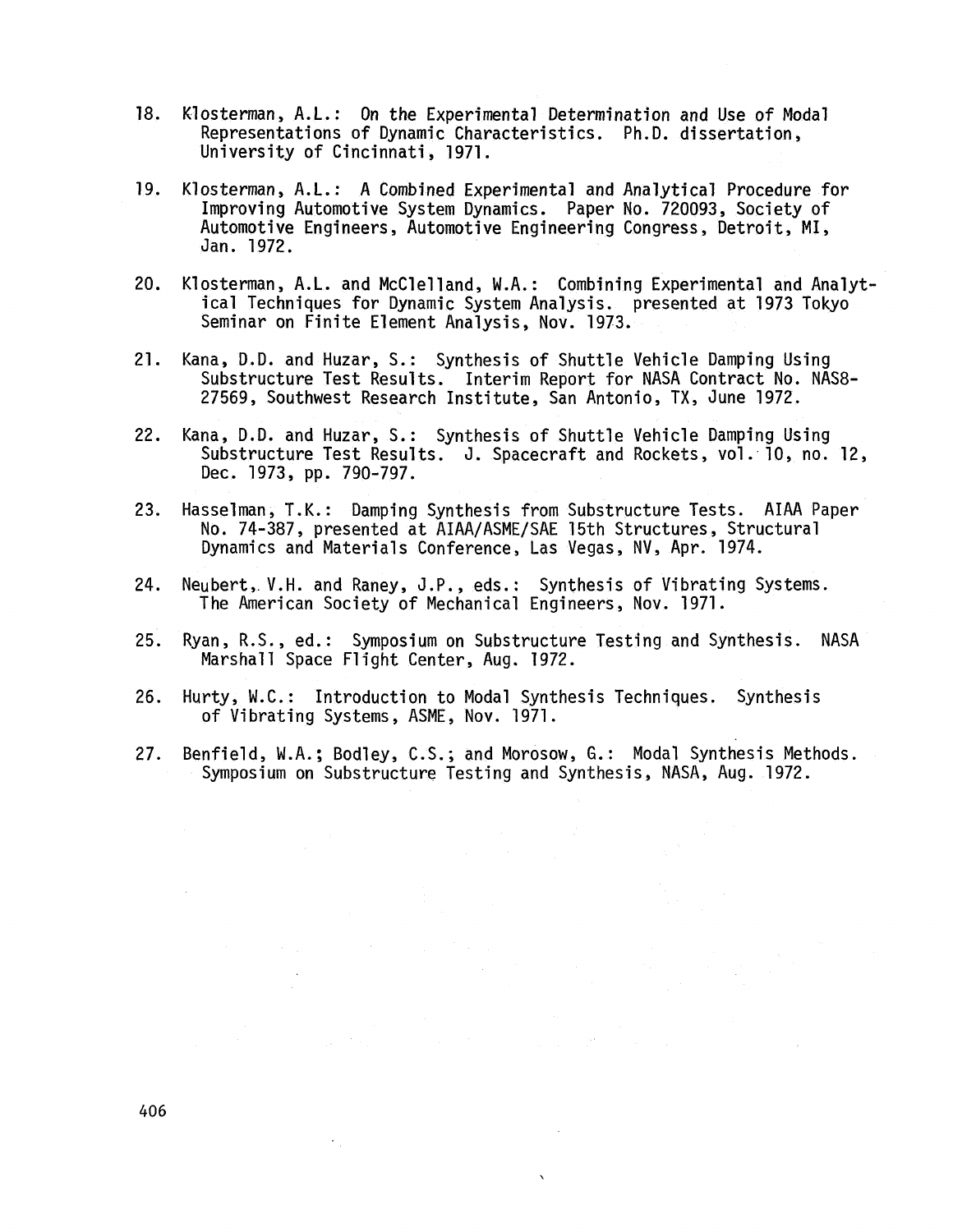18. Klosterman, A.L.: On the Experimental Determination and Use of Modal Representations of Dynamic Characteristics. Ph.D. dissertation, University of Cincinnati, 1971.

19. Klosterman, A.L.: A Combined Experimental and Analytical Procedure for Improving Automotive System Dynamics. Paper No. 720093, Society of Automotive Engineers, Automotive Engineering Congress, Detroit, MI, Jan. 1972.

20. Klosterman, A.L. and McClelland, W.A.: Combining Experimental and Analytical Techniques for Dynamic System Analysis. presented at 1973 Tokyo Seminar on Finite Element Analysis, Nov. 1973.

21. Kana, D.D. and Huzar, S.: Synthesis of Shuttle Vehicle Damping Using Substructure Test Results. Interim Report for NASA Contract No. NAS8-27569, Southwest Research Institute, San Antonio, TX, June 1972.

22. Kana, D.D. and Huzar, S.: Synthesis of Shuttle Vehicle Damping Using Substructure Test Results. J. Spacecraft and Rockets, vol. 10, no. 12, Dec. 1973, pp. 790-797.

23. Hasselman, T.K.: Damping Synthesis from Substructure Tests. AIAA Paper No. 74-387, presented at AIAA/ASME/SAE 15th Structures, Structural Dynamics and Materials Conference, Las Vegas, NV, Apr. 1974.

24. Neubert, V.H. and Raney, J.P., eds.: Synthesis of Vibrating Systems. The American Society of Mechanical Engineers, Nov. 1971.

25. Ryan, R.S., ed.: Symposium on Substructure Testing and Synthesis. NASA Marshall Space Flight Center, Aug. 1972.

26. Hurty, W.C.: Introduction to Modal Synthesis Techniques. Synthesis of Vibrating Systems, ASME, Nov. 1971.

27. Benfield, W.A.; Bodley, C.S.; and Morosow, G.: Modal Synthesis Methods. Symposium on Substructure Testing and Synthesis, NASA, Aug. 1972.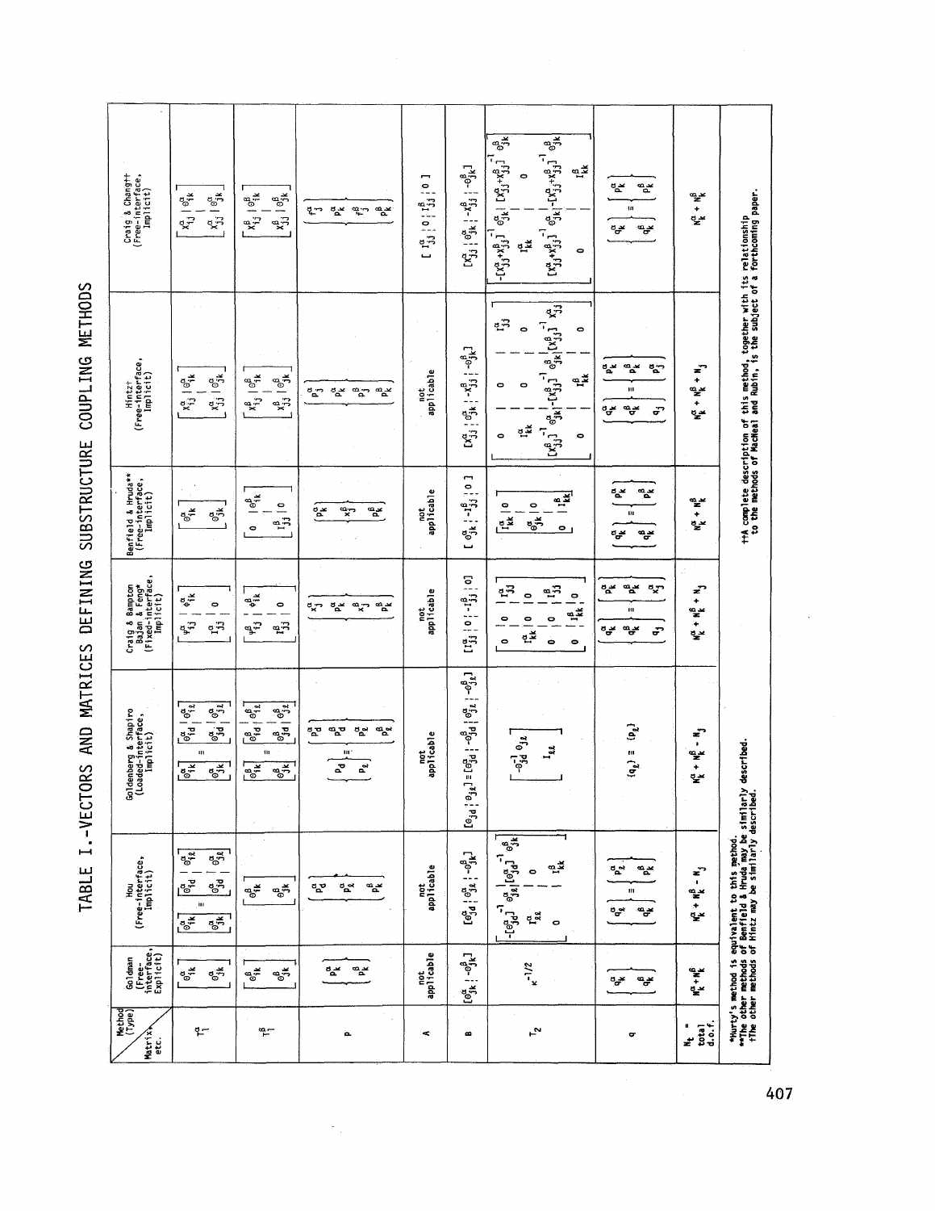# TABLE I.-VECTORS AND MATRICES DEFINING SUBSTRUCTURE COUPLING METHODS

| Matrix, etc. \ Method (Type) | Goldman (Free-Interface, Explicit) | Hou (Free-Interface, Implicit) | Goldenberg & Shapiro (Loaded-Interface, Implicit) | Craig & Bampton Bajan & Feng* (Fixed-Interface, Implicit) | Benfield & Hruda** (Free-Interface, Implicit) | Hintz† (Free-Interface, Implicit) | Craig & Chang†† (Free-Interface, Implicit) |
|---|---|---|---|---|---|---|---|
| $T_1^\alpha$ | $\begin{bmatrix}\phi_{ik}^\alpha\\\phi_{jk}^\alpha\end{bmatrix}$ | $\begin{bmatrix}\phi_{ik}^\alpha\\\phi_{jk}^\alpha\end{bmatrix}=\begin{bmatrix}\phi_{id}^\alpha & \phi_{i\ell}^\alpha\\\phi_{jd}^\alpha & \phi_{j\ell}^\alpha\end{bmatrix}$ | $\begin{bmatrix}\phi_{ik}^\alpha\\\phi_{jk}^\alpha\end{bmatrix}=\begin{bmatrix}\phi_{id}^\alpha & \phi_{i\ell}^\alpha\\\phi_{jd}^\alpha & \phi_{j\ell}^\alpha\end{bmatrix}$ | $\begin{bmatrix}\psi_{ij}^\alpha & \phi_{ik}^\alpha\\I_{jj}^\alpha & 0\end{bmatrix}$ | $\begin{bmatrix}\phi_{ik}^\alpha\\\phi_{jk}^\alpha\end{bmatrix}$ | $\begin{bmatrix}x_{ij}^\alpha & \phi_{ik}^\alpha\\x_{jj}^\alpha & \phi_{jk}^\alpha\end{bmatrix}$ | $\begin{bmatrix}x_{ij}^\alpha & \phi_{ik}^\alpha\\x_{jj}^\alpha & \phi_{jk}^\alpha\end{bmatrix}$ |
| $T_1^\beta$ | $\begin{bmatrix}\phi_{ik}^\beta\\\phi_{jk}^\beta\end{bmatrix}$ | $\begin{bmatrix}\phi_{ik}^\beta\\\phi_{jk}^\beta\end{bmatrix}$ | $\begin{bmatrix}\phi_{ik}^\beta\\\phi_{jk}^\beta\end{bmatrix}=\begin{bmatrix}\phi_{id}^\beta & \phi_{i\ell}^\beta\\\phi_{jd}^\beta & \phi_{j\ell}^\beta\end{bmatrix}$ | $\begin{bmatrix}\psi_{ij}^\beta & \phi_{ik}^\beta\\I_{jj}^\beta & 0\end{bmatrix}$ | $\begin{bmatrix}0 & \phi_{ik}^\beta\\I_{jj}^\beta & 0\end{bmatrix}$ | $\begin{bmatrix}x_{ij}^\beta & \phi_{ik}^\beta\\x_{jj}^\beta & \phi_{jk}^\beta\end{bmatrix}$ | $\begin{bmatrix}x_{ij}^\beta & \phi_{ik}^\beta\\x_{jj}^\beta & \phi_{jk}^\beta\end{bmatrix}$ |
| $p$ | $\begin{Bmatrix}p_k^\alpha\\p_k^\beta\end{Bmatrix}$ | $\begin{Bmatrix}p_d^\alpha\\p_\ell^\alpha\\p_k^\beta\end{Bmatrix}$ | $\begin{Bmatrix}p_d\\p_\ell\end{Bmatrix}=\begin{Bmatrix}p_d^\alpha\\p_d^\beta\\p_\ell^\alpha\\p_\ell^\beta\end{Bmatrix}$ | $\begin{Bmatrix}x_j^\alpha\\p_k^\alpha\\x_j^\beta\\p_k^\beta\end{Bmatrix}$ | $\begin{Bmatrix}p_k^\alpha\\x_j^\beta\\p_k^\beta\end{Bmatrix}$ | $\begin{Bmatrix}p_j^\alpha\\p_k^\alpha\\p_j^\beta\\p_k^\beta\end{Bmatrix}$ | $\begin{Bmatrix}f_j^\alpha\\p_k^\alpha\\f_j^\beta\\p_k^\beta\end{Bmatrix}$ |
| $A$ | not applicable | not applicable | not applicable | not applicable | not applicable | not applicable | $[\,I_{jj}^\alpha \mid 0 \mid I_{jj}^\beta \mid 0\,]$ |
| $B$ | $[\phi_{jk}^\alpha \mid -\phi_{jk}^\beta]$ | $[\phi_{jd}^\alpha \mid \phi_{j\ell}^\alpha \mid -\phi_{jk}^\beta]$ | $[\phi_{jd} \mid \phi_{j\ell}]=[\phi_{jd}^\alpha \mid -\phi_{jd}^\beta \mid \phi_{j\ell}^\alpha \mid -\phi_{j\ell}^\beta]$ | $[I_{jj}^\alpha \mid 0 \mid -I_{jj}^\beta \mid 0]$ | $[\,\phi_{jk}^\alpha \mid -I_{jj}^\beta \mid 0\,]$ | $[x_{jj}^\alpha \mid \phi_{jk}^\alpha \mid -x_{jj}^\beta \mid -\phi_{jk}^\beta]$ | $[x_{jj}^\alpha \mid \phi_{jk}^\alpha \mid -x_{jj}^\beta \mid -\phi_{jk}^\beta]$ |
| $T_2$ | $\kappa^{-1/2}$ | $\begin{bmatrix}-[\phi_{jd}^\alpha]^{-1}\phi_{j\ell}^\alpha & [\phi_{jd}^\alpha]^{-1}\phi_{jk}^\beta\\I_{\ell\ell}^\alpha & 0\\0 & I_{kk}^\beta\end{bmatrix}$ | $\begin{bmatrix}-\phi_{jd}^{-1}\phi_{j\ell}\\I_{\ell\ell}\end{bmatrix}$ | $\begin{bmatrix}0 & 0 & I_{jj}^\alpha\\I_{kk}^\alpha & 0 & 0\\0 & 0 & I_{jj}^\beta\\0 & I_{kk}^\beta & 0\end{bmatrix}$ | $\begin{bmatrix}I_{kk}^\alpha & 0\\\phi_{jk}^\alpha & 0\\0 & I_{kk}^\beta\end{bmatrix}$ | $\begin{bmatrix}0 & 0 & I_{jj}^\alpha\\I_{kk}^\alpha & 0 & 0\\[x_{jj}^\beta]^{-1}\phi_{jk}^\alpha & -[x_{jj}^\beta]^{-1}\phi_{jk}^\beta & [x_{jj}^\beta]^{-1}x_{jj}^\alpha\\0 & I_{kk}^\beta & 0\end{bmatrix}$ | $\begin{bmatrix}-[x_{jj}^\alpha+x_{jj}^\beta]^{-1}\phi_{jk}^\alpha & [x_{jj}^\alpha+x_{jj}^\beta]^{-1}\phi_{jk}^\beta\\I_{kk}^\alpha & 0\\[x_{jj}^\alpha+x_{jj}^\beta]^{-1}\phi_{jk}^\alpha & -[x_{jj}^\alpha+x_{jj}^\beta]^{-1}\phi_{jk}^\beta\\0 & I_{kk}^\beta\end{bmatrix}$ |
| $q$ | $\begin{Bmatrix}q_k^\alpha\\q_k^\beta\end{Bmatrix}$ | $\begin{Bmatrix}q_\ell^\alpha\\q_k^\beta\end{Bmatrix}=\begin{Bmatrix}p_\ell^\alpha\\p_k^\beta\end{Bmatrix}$ | $\{q_\ell\}=\{p_\ell\}$ | $\begin{Bmatrix}q_k^\alpha\\q_k^\beta\\q_j\end{Bmatrix}=\begin{Bmatrix}p_k^\alpha\\p_k^\beta\\x_j^\alpha\end{Bmatrix}$ | $\begin{Bmatrix}q_k^\alpha\\q_k^\beta\end{Bmatrix}=\begin{Bmatrix}p_k^\alpha\\p_k^\beta\end{Bmatrix}$ | $\begin{Bmatrix}q_k^\alpha\\q_k^\beta\\q_j\end{Bmatrix}=\begin{Bmatrix}p_k^\alpha\\p_k^\beta\\p_j^\alpha\end{Bmatrix}$ | $\begin{Bmatrix}q_k^\alpha\\q_k^\beta\end{Bmatrix}=\begin{Bmatrix}p_k^\alpha\\p_k^\beta\end{Bmatrix}$ |
| $N_t$ = total d.o.f. | $N_k^\alpha+N_k^\beta$ | $N_k^\alpha+N_k^\beta-N_j$ | $N_k^\alpha+N_k^\beta-N_j$ | $N_k^\alpha+N_k^\beta+N_j$ | $N_k^\alpha+N_k^\beta$ | $N_k^\alpha+N_k^\beta+N_j$ | $N_k^\alpha+N_k^\beta$ |

*Hurty's method is equivalent to this method.
**The other methods of Benfield & Hruda may be similarly described.
†The other methods of Hintz may be similarly described.

††A complete description of this method, together with its relationship to the methods of MacNeal and Rubin, is the subject of a forthcoming paper.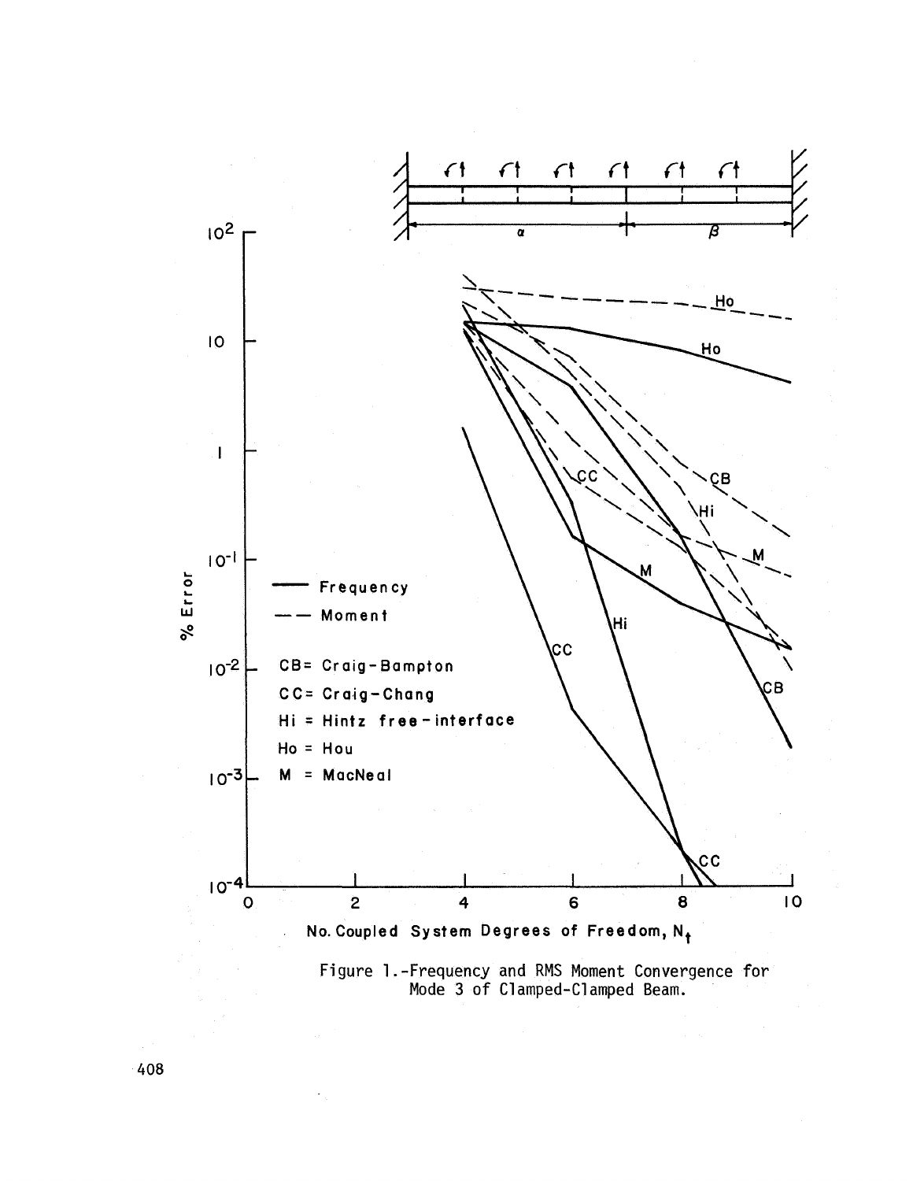$10^2$

10

1

$10^{-1}$

% Error

$10^{-2}$

$10^{-3}$

$10^{-4}$

0 2 4 6 8 10

No. Coupled System Degrees of Freedom, $N_t$

$\alpha$ $\beta$

Ho Ho CB Hi M CC M Hi CC CB CC

—— Frequency

— — Moment

CB = Craig-Bampton

CC = Craig-Chang

Hi = Hintz free-interface

Ho = Hou

M = MacNeal

Figure 1.-Frequency and RMS Moment Convergence for Mode 3 of Clamped-Clamped Beam.